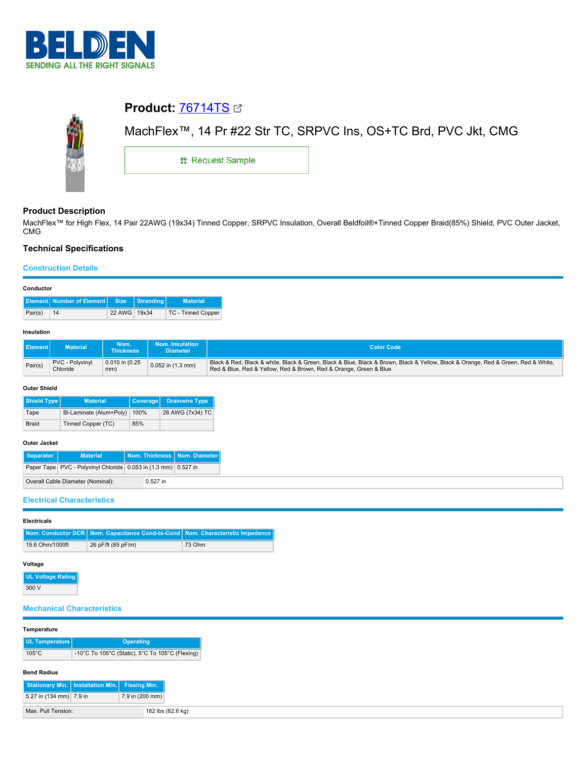BELDEN

SENDING ALL THE RIGHT SIGNALS

# Product: 76714TS

MachFlex™, 14 Pr #22 Str TC, SRPVC Ins, OS+TC Brd, PVC Jkt, CMG

Request Sample

## Product Description

MachFlex™ for High Flex, 14 Pair 22AWG (19x34) Tinned Copper, SRPVC Insulation, Overall Beldfoil®+Tinned Copper Braid(85%) Shield, PVC Outer Jacket, CMG

## Technical Specifications

### Construction Details

#### Conductor

| Element | Number of Element | Size | Stranding | Material |
|---|---|---|---|---|
| Pair(s) | 14 | 22 AWG | 19x34 | TC - Tinned Copper |

#### Insulation

| Element | Material | Nom. Thickness | Nom. Insulation Diameter | Color Code |
|---|---|---|---|---|
| Pair(s) | PVC - Polyvinyl Chloride | 0.010 in (0.25 mm) | 0.052 in (1.3 mm) | Black & Red, Black & white, Black & Green, Black & Blue, Black & Brown, Black & Yellow, Black & Orange, Red & Green, Red & White, Red & Blue, Red & Yellow, Red & Brown, Red & Orange, Green & Blue |

#### Outer Shield

| Shield Type | Material | Coverage | Drainwire Type |
|---|---|---|---|
| Tape | Bi-Laminate (Alum+Poly) | 100% | 26 AWG (7x34) TC |
| Braid | Tinned Copper (TC) | 85% | |

#### Outer Jacket

| Separator | Material | Nom. Thickness | Nom. Diameter |
|---|---|---|---|
| Paper Tape | PVC - Polyvinyl Chloride | 0.053 in (1.3 mm) | 0.527 in |

| Overall Cable Diameter (Nominal): | 0.527 in |
|---|---|

### Electrical Characteristics

#### Electricals

| Nom. Conductor DCR | Nom. Capacitance Cond-to-Cond | Nom. Characteristic Impedence |
|---|---|---|
| 15.6 Ohm/1000ft | 26 pF/ft (85 pF/m) | 73 Ohm |

#### Voltage

| UL Voltage Rating |
|---|
| 300 V |

### Mechanical Characteristics

#### Temperature

| UL Temperature | Operating |
|---|---|
| 105°C | -10°C To 105°C (Static), 5°C To 105°C (Flexing) |

#### Bend Radius

| Stationary Min. | Installation Min. | Flexing Min. |
|---|---|---|
| 5.27 in (134 mm) | 7.9 in | 7.9 in (200 mm) |

| Max. Pull Tension: | 182 lbs (82.6 kg) |
|---|---|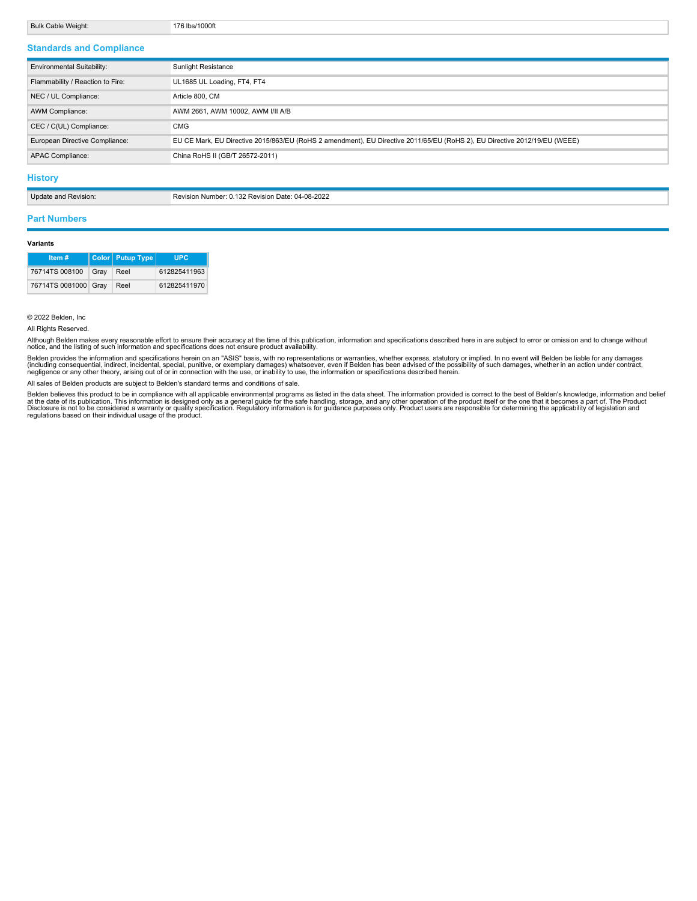| | |
|---|---|
| Bulk Cable Weight: | 176 lbs/1000ft |

## Standards and Compliance

| | |
|---|---|
| Environmental Suitability: | Sunlight Resistance |
| Flammability / Reaction to Fire: | UL1685 UL Loading, FT4, FT4 |
| NEC / UL Compliance: | Article 800, CM |
| AWM Compliance: | AWM 2661, AWM 10002, AWM I/II A/B |
| CEC / C(UL) Compliance: | CMG |
| European Directive Compliance: | EU CE Mark, EU Directive 2015/863/EU (RoHS 2 amendment), EU Directive 2011/65/EU (RoHS 2), EU Directive 2012/19/EU (WEEE) |
| APAC Compliance: | China RoHS II (GB/T 26572-2011) |

## History

| | |
|---|---|
| Update and Revision: | Revision Number: 0.132 Revision Date: 04-08-2022 |

## Part Numbers

**Variants**

| Item # | Color | Putup Type | UPC |
|---|---|---|---|
| 76714TS 008100 | Gray | Reel | 612825411963 |
| 76714TS 0081000 | Gray | Reel | 612825411970 |

© 2022 Belden, Inc

All Rights Reserved.

Although Belden makes every reasonable effort to ensure their accuracy at the time of this publication, information and specifications described here in are subject to error or omission and to change without notice, and the listing of such information and specifications does not ensure product availability.

Belden provides the information and specifications herein on an "ASIS" basis, with no representations or warranties, whether express, statutory or implied. In no event will Belden be liable for any damages (including consequential, indirect, incidental, special, punitive, or exemplary damages) whatsoever, even if Belden has been advised of the possibility of such damages, whether in an action under contract, negligence or any other theory, arising out of or in connection with the use, or inability to use, the information or specifications described herein.

All sales of Belden products are subject to Belden's standard terms and conditions of sale.

Belden believes this product to be in compliance with all applicable environmental programs as listed in the data sheet. The information provided is correct to the best of Belden's knowledge, information and belief at the date of its publication. This information is designed only as a general guide for the safe handling, storage, and any other operation of the product itself or the one that it becomes a part of. The Product Disclosure is not to be considered a warranty or quality specification. Regulatory information is for guidance purposes only. Product users are responsible for determining the applicability of legislation and regulations based on their individual usage of the product.